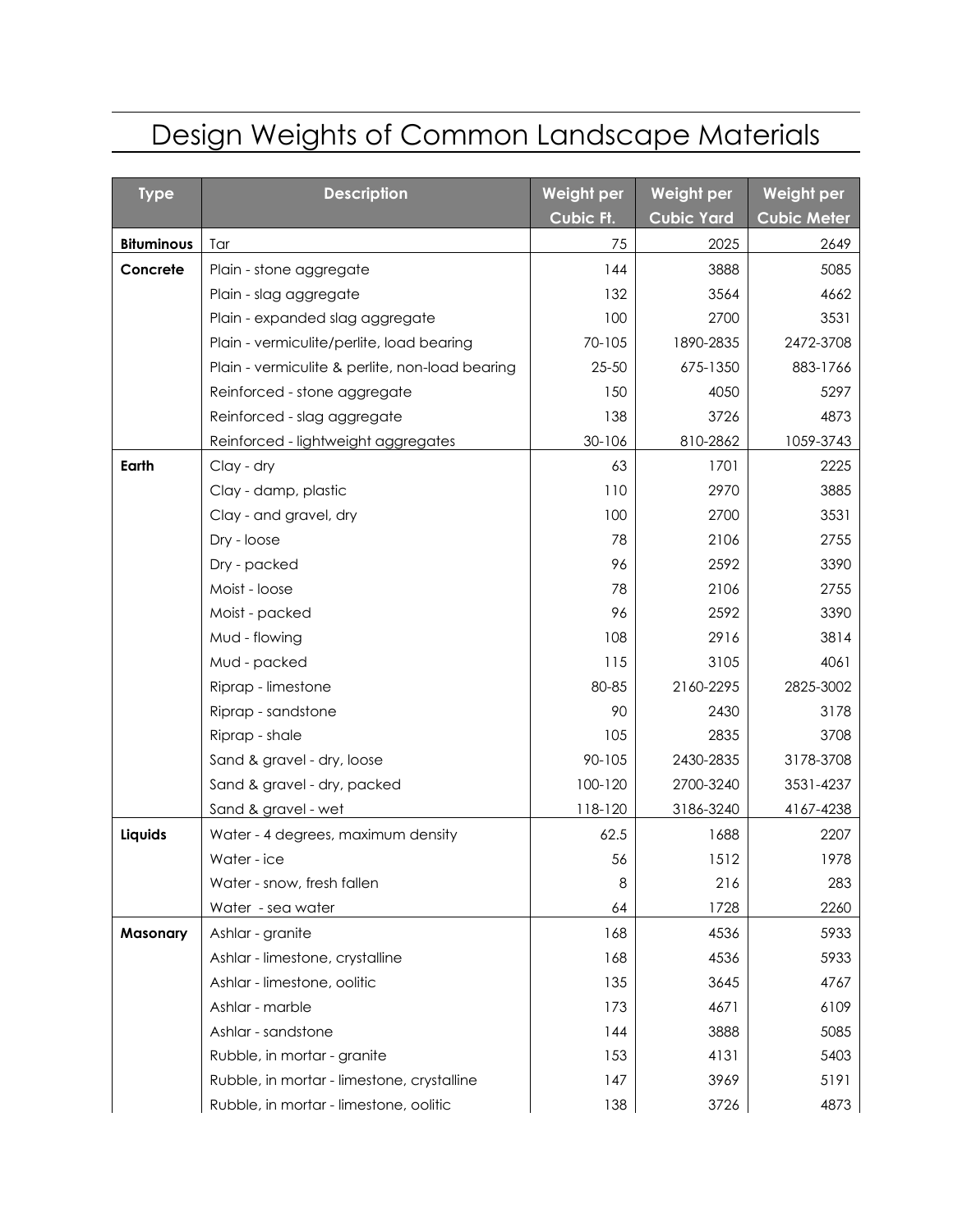# Design Weights of Common Landscape Materials

| Type | Description | Weight per Cubic Ft. | Weight per Cubic Yard | Weight per Cubic Meter |
|---|---|---|---|---|
| **Bituminous** | Tar | 75 | 2025 | 2649 |
| **Concrete** | Plain - stone aggregate | 144 | 3888 | 5085 |
| | Plain - slag aggregate | 132 | 3564 | 4662 |
| | Plain - expanded slag aggregate | 100 | 2700 | 3531 |
| | Plain - vermiculite/perlite, load bearing | 70-105 | 1890-2835 | 2472-3708 |
| | Plain - vermiculite & perlite, non-load bearing | 25-50 | 675-1350 | 883-1766 |
| | Reinforced - stone aggregate | 150 | 4050 | 5297 |
| | Reinforced - slag aggregate | 138 | 3726 | 4873 |
| | Reinforced - lightweight aggregates | 30-106 | 810-2862 | 1059-3743 |
| **Earth** | Clay - dry | 63 | 1701 | 2225 |
| | Clay - damp, plastic | 110 | 2970 | 3885 |
| | Clay - and gravel, dry | 100 | 2700 | 3531 |
| | Dry - loose | 78 | 2106 | 2755 |
| | Dry - packed | 96 | 2592 | 3390 |
| | Moist - loose | 78 | 2106 | 2755 |
| | Moist - packed | 96 | 2592 | 3390 |
| | Mud - flowing | 108 | 2916 | 3814 |
| | Mud - packed | 115 | 3105 | 4061 |
| | Riprap - limestone | 80-85 | 2160-2295 | 2825-3002 |
| | Riprap - sandstone | 90 | 2430 | 3178 |
| | Riprap - shale | 105 | 2835 | 3708 |
| | Sand & gravel - dry, loose | 90-105 | 2430-2835 | 3178-3708 |
| | Sand & gravel - dry, packed | 100-120 | 2700-3240 | 3531-4237 |
| | Sand & gravel - wet | 118-120 | 3186-3240 | 4167-4238 |
| **Liquids** | Water - 4 degrees, maximum density | 62.5 | 1688 | 2207 |
| | Water - ice | 56 | 1512 | 1978 |
| | Water - snow, fresh fallen | 8 | 216 | 283 |
| | Water - sea water | 64 | 1728 | 2260 |
| **Masonary** | Ashlar - granite | 168 | 4536 | 5933 |
| | Ashlar - limestone, crystalline | 168 | 4536 | 5933 |
| | Ashlar - limestone, oolitic | 135 | 3645 | 4767 |
| | Ashlar - marble | 173 | 4671 | 6109 |
| | Ashlar - sandstone | 144 | 3888 | 5085 |
| | Rubble, in mortar - granite | 153 | 4131 | 5403 |
| | Rubble, in mortar - limestone, crystalline | 147 | 3969 | 5191 |
| | Rubble, in mortar - limestone, oolitic | 138 | 3726 | 4873 |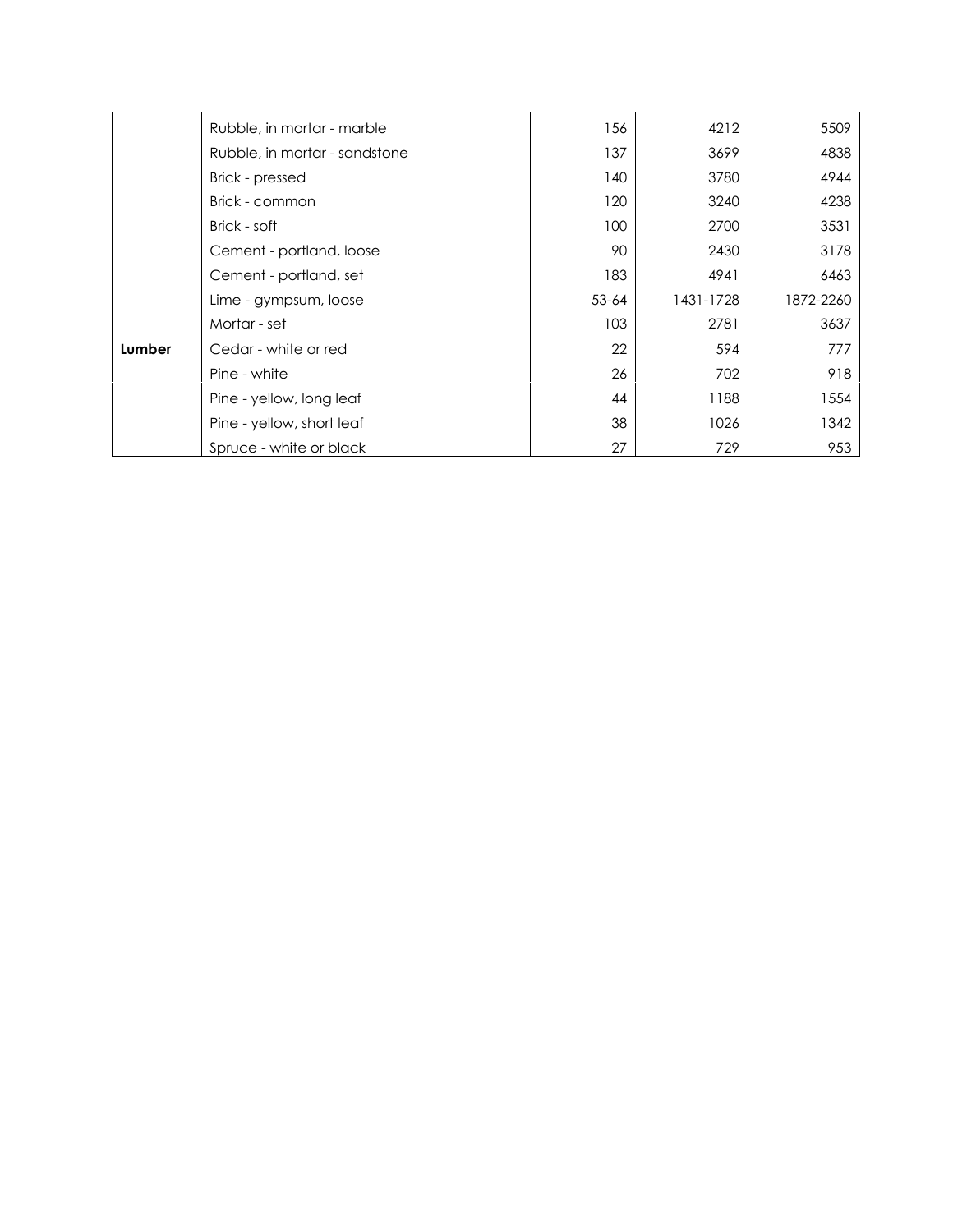| | | | | |
|---|---|---|---|---|
| | Rubble, in mortar - marble | 156 | 4212 | 5509 |
| | Rubble, in mortar - sandstone | 137 | 3699 | 4838 |
| | Brick - pressed | 140 | 3780 | 4944 |
| | Brick - common | 120 | 3240 | 4238 |
| | Brick - soft | 100 | 2700 | 3531 |
| | Cement - portland, loose | 90 | 2430 | 3178 |
| | Cement - portland, set | 183 | 4941 | 6463 |
| | Lime - gympsum, loose | 53-64 | 1431-1728 | 1872-2260 |
| | Mortar - set | 103 | 2781 | 3637 |
| **Lumber** | Cedar - white or red | 22 | 594 | 777 |
| | Pine - white | 26 | 702 | 918 |
| | Pine - yellow, long leaf | 44 | 1188 | 1554 |
| | Pine - yellow, short leaf | 38 | 1026 | 1342 |
| | Spruce - white or black | 27 | 729 | 953 |